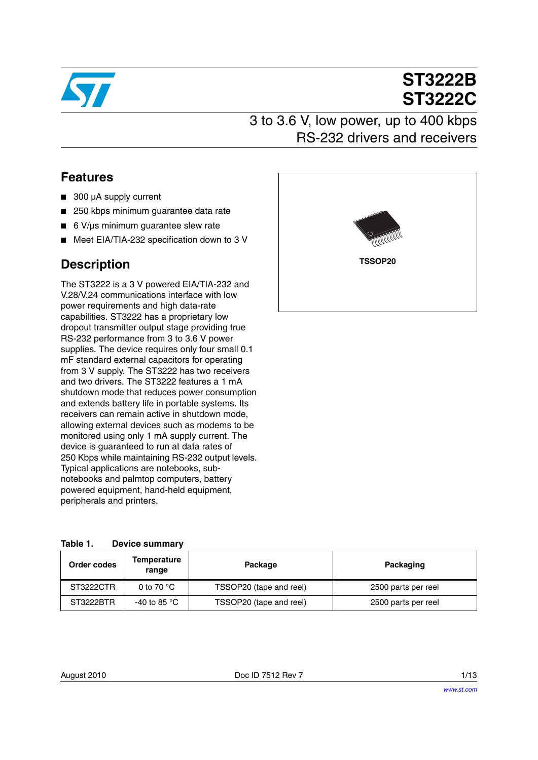# ST3222B
# ST3222C

## 3 to 3.6 V, low power, up to 400 kbps RS-232 drivers and receivers

## Features

- 300 µA supply current
- 250 kbps minimum guarantee data rate
- 6 V/µs minimum guarantee slew rate
- Meet EIA/TIA-232 specification down to 3 V

TSSOP20

## Description

The ST3222 is a 3 V powered EIA/TIA-232 and V.28/V.24 communications interface with low power requirements and high data-rate capabilities. ST3222 has a proprietary low dropout transmitter output stage providing true RS-232 performance from 3 to 3.6 V power supplies. The device requires only four small 0.1 mF standard external capacitors for operating from 3 V supply. The ST3222 has two receivers and two drivers. The ST3222 features a 1 mA shutdown mode that reduces power consumption and extends battery life in portable systems. Its receivers can remain active in shutdown mode, allowing external devices such as modems to be monitored using only 1 mA supply current. The device is guaranteed to run at data rates of 250 Kbps while maintaining RS-232 output levels. Typical applications are notebooks, sub-notebooks and palmtop computers, battery powered equipment, hand-held equipment, peripherals and printers.

**Table 1. Device summary**

| Order codes | Temperature range | Package | Packaging |
|---|---|---|---|
| ST3222CTR | 0 to 70 °C | TSSOP20 (tape and reel) | 2500 parts per reel |
| ST3222BTR | -40 to 85 °C | TSSOP20 (tape and reel) | 2500 parts per reel |

August 2010 Doc ID 7512 Rev 7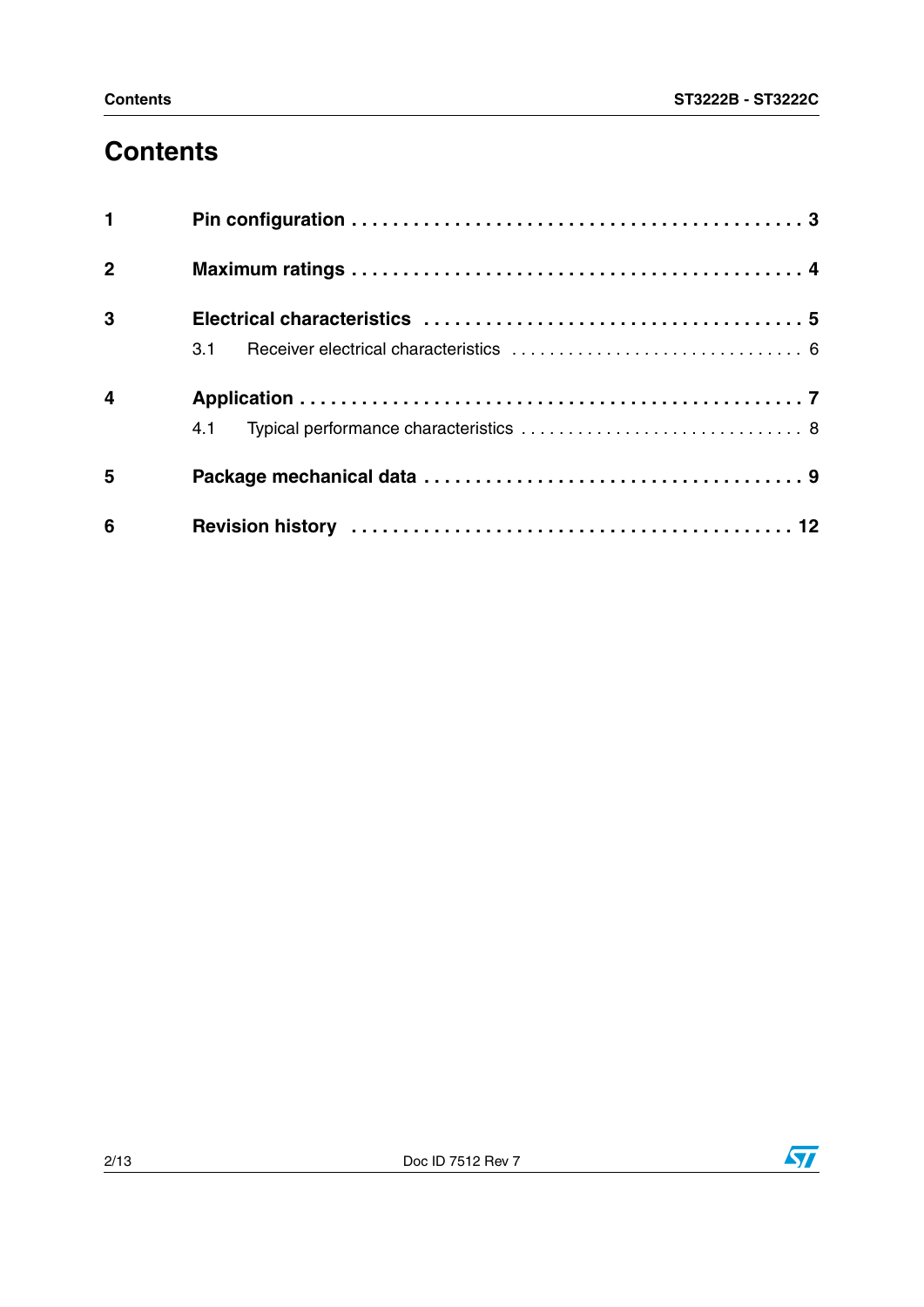# Contents

| | | |
|---|---|---|
| **1** | **Pin configuration** | **3** |
| **2** | **Maximum ratings** | **4** |
| **3** | **Electrical characteristics** | **5** |
| | 3.1 Receiver electrical characteristics | 6 |
| **4** | **Application** | **7** |
| | 4.1 Typical performance characteristics | 8 |
| **5** | **Package mechanical data** | **9** |
| **6** | **Revision history** | **12** |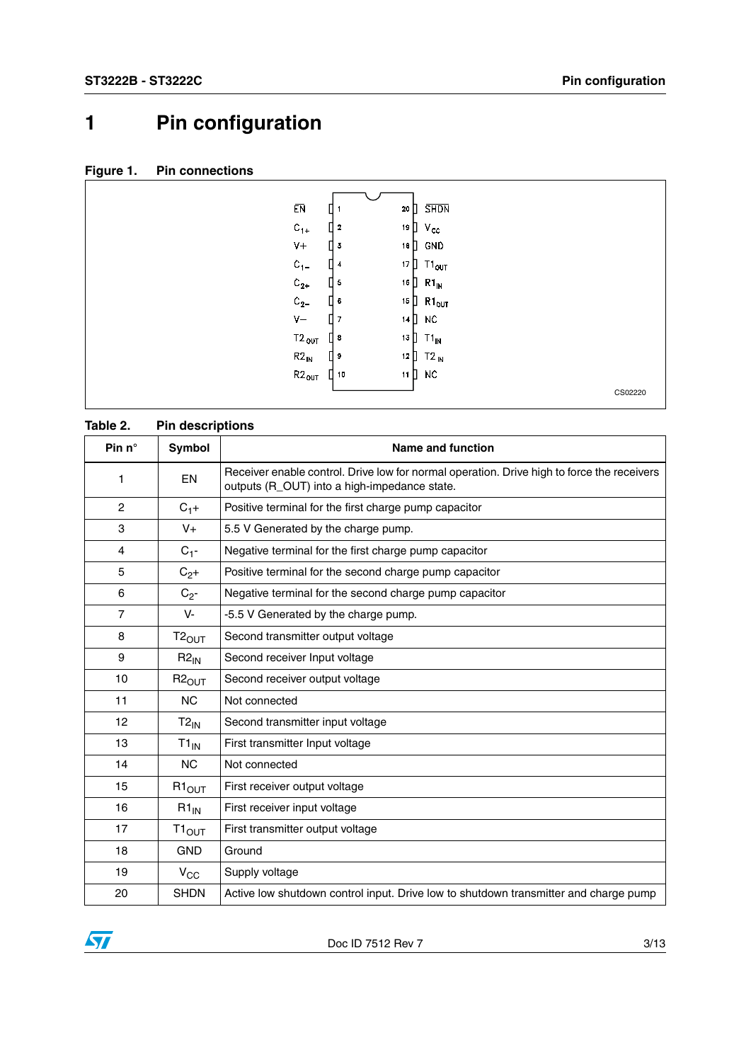# 1 Pin configuration

**Figure 1. Pin connections**

| Pin | Symbol | Pin | Symbol |
|---|---|---|---|
| 1 | $\overline{EN}$ | 20 | $\overline{SHDN}$ |
| 2 | $C_{1+}$ | 19 | $V_{CC}$ |
| 3 | V+ | 18 | GND |
| 4 | $C_{1-}$ | 17 | $T1_{OUT}$ |
| 5 | $C_{2+}$ | 16 | $R1_{IN}$ |
| 6 | $C_{2-}$ | 15 | $R1_{OUT}$ |
| 7 | V– | 14 | NC |
| 8 | $T2_{OUT}$ | 13 | $T1_{IN}$ |
| 9 | $R2_{IN}$ | 12 | $T2_{IN}$ |
| 10 | $R2_{OUT}$ | 11 | NC |

CS02220

**Table 2. Pin descriptions**

| Pin n° | Symbol | Name and function |
|---|---|---|
| 1 | EN | Receiver enable control. Drive low for normal operation. Drive high to force the receivers outputs (R_OUT) into a high-impedance state. |
| 2 | $C_1$+ | Positive terminal for the first charge pump capacitor |
| 3 | V+ | 5.5 V Generated by the charge pump. |
| 4 | $C_1$- | Negative terminal for the first charge pump capacitor |
| 5 | $C_2$+ | Positive terminal for the second charge pump capacitor |
| 6 | $C_2$- | Negative terminal for the second charge pump capacitor |
| 7 | V- | -5.5 V Generated by the charge pump. |
| 8 | $T2_{OUT}$ | Second transmitter output voltage |
| 9 | $R2_{IN}$ | Second receiver Input voltage |
| 10 | $R2_{OUT}$ | Second receiver output voltage |
| 11 | NC | Not connected |
| 12 | $T2_{IN}$ | Second transmitter input voltage |
| 13 | $T1_{IN}$ | First transmitter Input voltage |
| 14 | NC | Not connected |
| 15 | $R1_{OUT}$ | First receiver output voltage |
| 16 | $R1_{IN}$ | First receiver input voltage |
| 17 | $T1_{OUT}$ | First transmitter output voltage |
| 18 | GND | Ground |
| 19 | $V_{CC}$ | Supply voltage |
| 20 | SHDN | Active low shutdown control input. Drive low to shutdown transmitter and charge pump |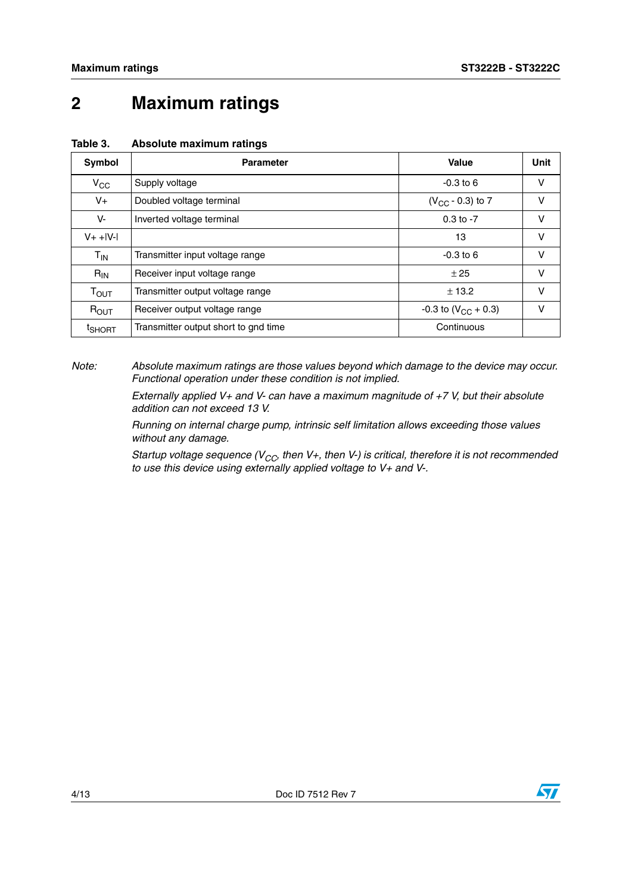# 2 Maximum ratings

**Table 3. Absolute maximum ratings**

| Symbol | Parameter | Value | Unit |
|---|---|---|---|
| $V_{CC}$ | Supply voltage | -0.3 to 6 | V |
| V+ | Doubled voltage terminal | ($V_{CC}$ - 0.3) to 7 | V |
| V- | Inverted voltage terminal | 0.3 to -7 | V |
| V+ +\|V-\| | | 13 | V |
| $T_{IN}$ | Transmitter input voltage range | -0.3 to 6 | V |
| $R_{IN}$ | Receiver input voltage range | ± 25 | V |
| $T_{OUT}$ | Transmitter output voltage range | ± 13.2 | V |
| $R_{OUT}$ | Receiver output voltage range | -0.3 to ($V_{CC}$ + 0.3) | V |
| $t_{SHORT}$ | Transmitter output short to gnd time | Continuous | |

*Note: Absolute maximum ratings are those values beyond which damage to the device may occur. Functional operation under these condition is not implied.*

*Externally applied V+ and V- can have a maximum magnitude of +7 V, but their absolute addition can not exceed 13 V.*

*Running on internal charge pump, intrinsic self limitation allows exceeding those values without any damage.*

*Startup voltage sequence ($V_{CC}$, then V+, then V-) is critical, therefore it is not recommended to use this device using externally applied voltage to V+ and V-.*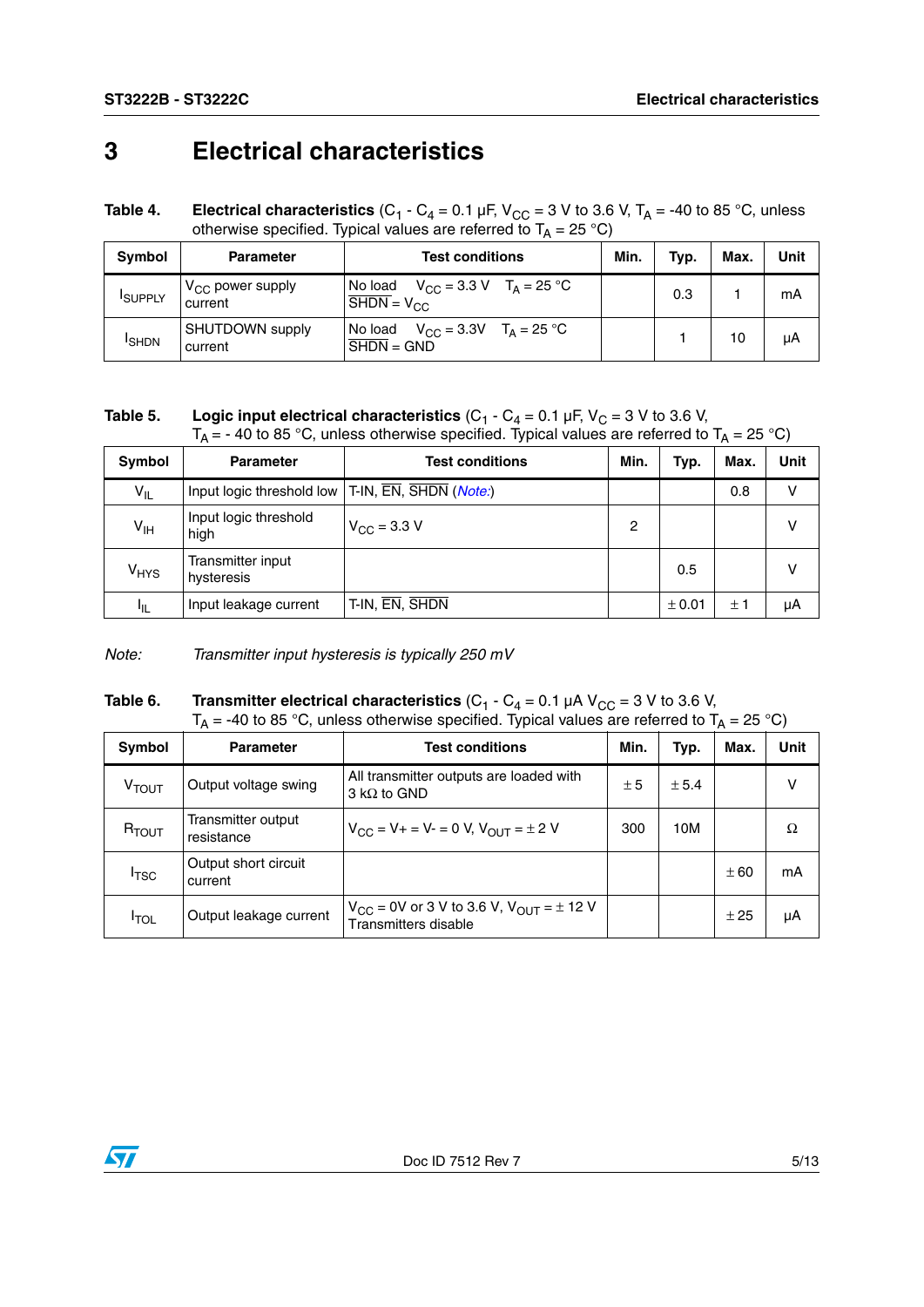# 3 Electrical characteristics

**Table 4. Electrical characteristics** ($C_1$ - $C_4$ = 0.1 µF, $V_{CC}$ = 3 V to 3.6 V, $T_A$ = -40 to 85 °C, unless otherwise specified. Typical values are referred to $T_A$ = 25 °C)

| Symbol | Parameter | Test conditions | Min. | Typ. | Max. | Unit |
|---|---|---|---|---|---|---|
| $I_{SUPPLY}$ | $V_{CC}$ power supply current | No load $V_{CC}$ = 3.3 V $T_A$ = 25 °C $\overline{SHDN}$ = $V_{CC}$ | | 0.3 | 1 | mA |
| $I_{SHDN}$ | SHUTDOWN supply current | No load $V_{CC}$ = 3.3V $T_A$ = 25 °C $\overline{SHDN}$ = GND | | 1 | 10 | µA |

**Table 5. Logic input electrical characteristics** ($C_1$ - $C_4$ = 0.1 µF, $V_C$ = 3 V to 3.6 V, $T_A$ = - 40 to 85 °C, unless otherwise specified. Typical values are referred to $T_A$ = 25 °C)

| Symbol | Parameter | Test conditions | Min. | Typ. | Max. | Unit |
|---|---|---|---|---|---|---|
| $V_{IL}$ | Input logic threshold low | T-IN, $\overline{EN}$, $\overline{SHDN}$ (*Note:*) | | | 0.8 | V |
| $V_{IH}$ | Input logic threshold high | $V_{CC}$ = 3.3 V | 2 | | | V |
| $V_{HYS}$ | Transmitter input hysteresis | | | 0.5 | | V |
| $I_{IL}$ | Input leakage current | T-IN, $\overline{EN}$, $\overline{SHDN}$ | | ± 0.01 | ± 1 | µA |

*Note: Transmitter input hysteresis is typically 250 mV*

**Table 6. Transmitter electrical characteristics** ($C_1$ - $C_4$ = 0.1 µA $V_{CC}$ = 3 V to 3.6 V, $T_A$ = -40 to 85 °C, unless otherwise specified. Typical values are referred to $T_A$ = 25 °C)

| Symbol | Parameter | Test conditions | Min. | Typ. | Max. | Unit |
|---|---|---|---|---|---|---|
| $V_{TOUT}$ | Output voltage swing | All transmitter outputs are loaded with 3 kΩ to GND | ± 5 | ± 5.4 | | V |
| $R_{TOUT}$ | Transmitter output resistance | $V_{CC}$ = V+ = V- = 0 V, $V_{OUT}$ = ± 2 V | 300 | 10M | | Ω |
| $I_{TSC}$ | Output short circuit current | | | | ± 60 | mA |
| $I_{TOL}$ | Output leakage current | $V_{CC}$ = 0V or 3 V to 3.6 V, $V_{OUT}$ = ± 12 V Transmitters disable | | | ± 25 | µA |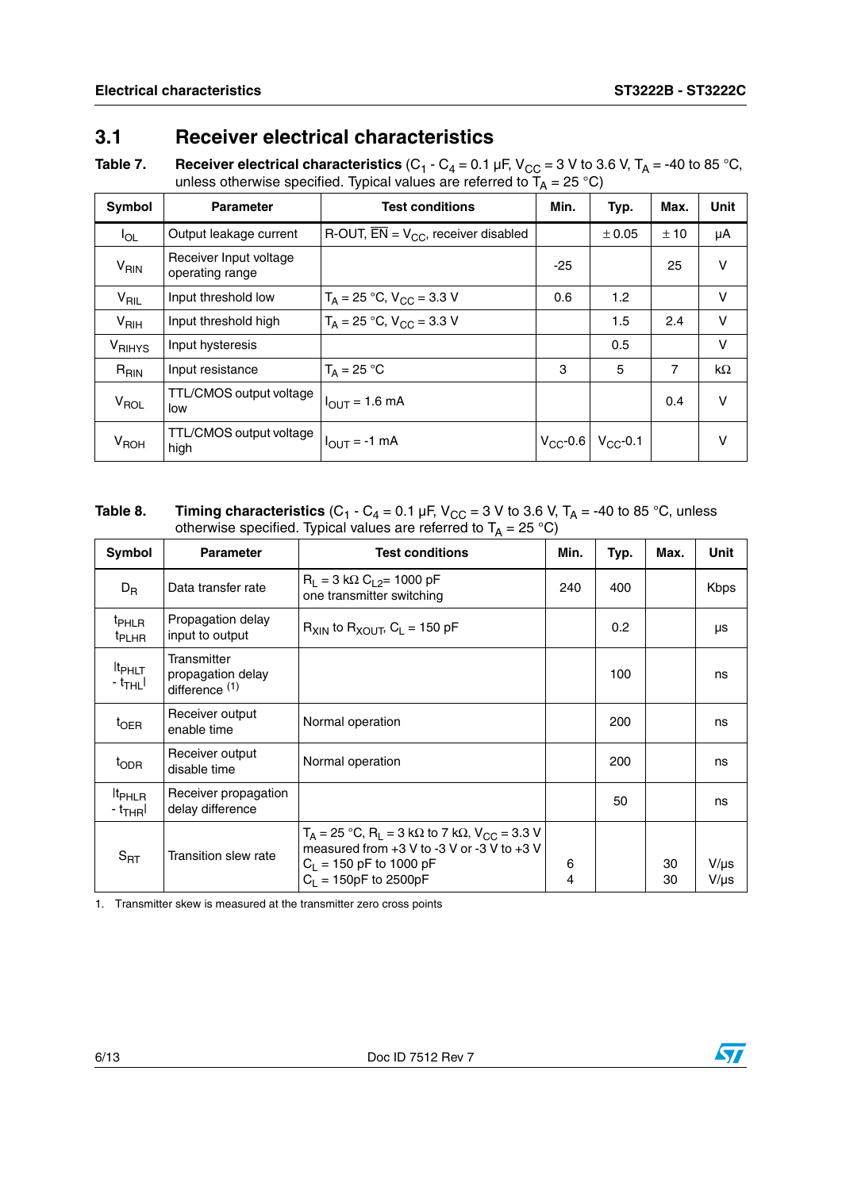## 3.1 Receiver electrical characteristics

**Table 7. Receiver electrical characteristics** ($C_1$ - $C_4$ = 0.1 µF, $V_{CC}$ = 3 V to 3.6 V, $T_A$ = -40 to 85 °C, unless otherwise specified. Typical values are referred to $T_A$ = 25 °C)

| Symbol | Parameter | Test conditions | Min. | Typ. | Max. | Unit |
|---|---|---|---|---|---|---|
| $I_{OL}$ | Output leakage current | R-OUT, $\overline{EN}$ = $V_{CC}$, receiver disabled | | ± 0.05 | ± 10 | µA |
| $V_{RIN}$ | Receiver Input voltage operating range | | -25 | | 25 | V |
| $V_{RIL}$ | Input threshold low | $T_A$ = 25 °C, $V_{CC}$ = 3.3 V | 0.6 | 1.2 | | V |
| $V_{RIH}$ | Input threshold high | $T_A$ = 25 °C, $V_{CC}$ = 3.3 V | | 1.5 | 2.4 | V |
| $V_{RIHYS}$ | Input hysteresis | | | 0.5 | | V |
| $R_{RIN}$ | Input resistance | $T_A$ = 25 °C | 3 | 5 | 7 | kΩ |
| $V_{ROL}$ | TTL/CMOS output voltage low | $I_{OUT}$ = 1.6 mA | | | 0.4 | V |
| $V_{ROH}$ | TTL/CMOS output voltage high | $I_{OUT}$ = -1 mA | $V_{CC}$-0.6 | $V_{CC}$-0.1 | | V |

**Table 8. Timing characteristics** ($C_1$ - $C_4$ = 0.1 µF, $V_{CC}$ = 3 V to 3.6 V, $T_A$ = -40 to 85 °C, unless otherwise specified. Typical values are referred to $T_A$ = 25 °C)

| Symbol | Parameter | Test conditions | Min. | Typ. | Max. | Unit |
|---|---|---|---|---|---|---|
| $D_R$ | Data transfer rate | $R_L$ = 3 kΩ $C_{L2}$= 1000 pF one transmitter switching | 240 | 400 | | Kbps |
| $t_{PHLR}$ $t_{PLHR}$ | Propagation delay input to output | $R_{XIN}$ to $R_{XOUT}$, $C_L$ = 150 pF | | 0.2 | | µs |
| $\|t_{PHLT} - t_{THL}\|$ | Transmitter propagation delay difference (1) | | | 100 | | ns |
| $t_{OER}$ | Receiver output enable time | Normal operation | | 200 | | ns |
| $t_{ODR}$ | Receiver output disable time | Normal operation | | 200 | | ns |
| $\|t_{PHLR} - t_{THR}\|$ | Receiver propagation delay difference | | | 50 | | ns |
| $S_{RT}$ | Transition slew rate | $T_A$ = 25 °C, $R_L$ = 3 kΩ to 7 kΩ, $V_{CC}$ = 3.3 V measured from +3 V to -3 V or -3 V to +3 V<br>$C_L$ = 150 pF to 1000 pF<br>$C_L$ = 150pF to 2500pF | 6<br>4 | | 30<br>30 | V/µs<br>V/µs |

1. Transmitter skew is measured at the transmitter zero cross points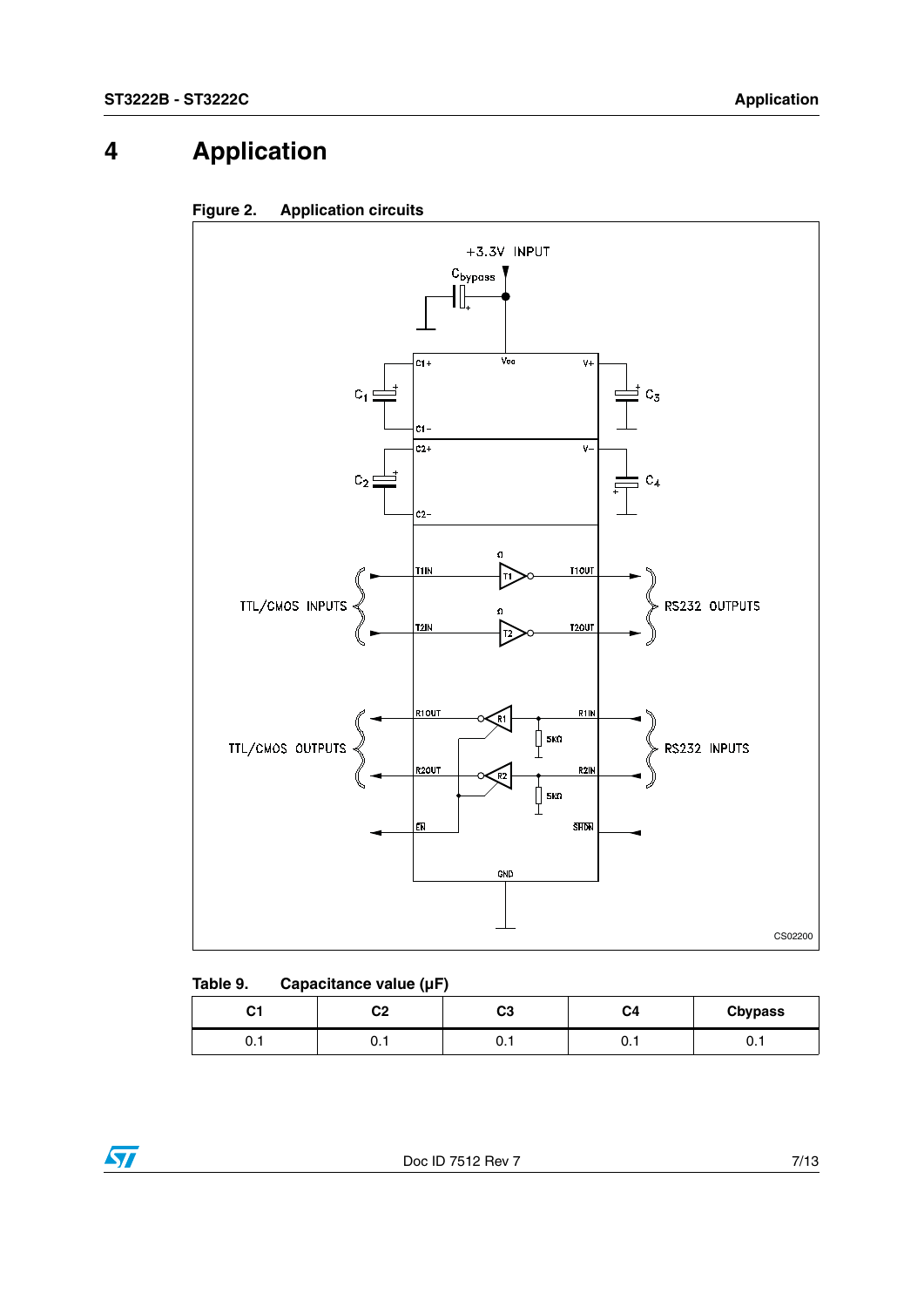# 4 Application

Figure 2. Application circuits

Table 9. Capacitance value (µF)

| C1 | C2 | C3 | C4 | Cbypass |
|---|---|---|---|---|
| 0.1 | 0.1 | 0.1 | 0.1 | 0.1 |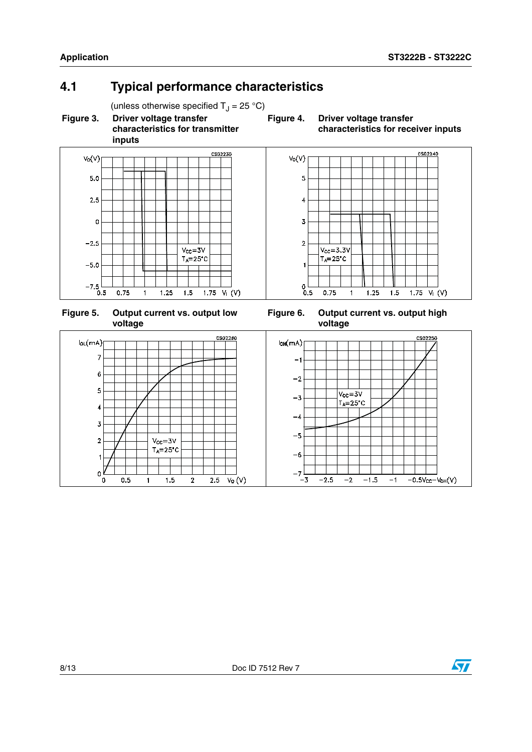## 4.1 Typical performance characteristics

(unless otherwise specified $T_J$ = 25 °C)

**Figure 3. Driver voltage transfer characteristics for transmitter inputs**

**Figure 4. Driver voltage transfer characteristics for receiver inputs**

**Figure 5. Output current vs. output low voltage**

**Figure 6. Output current vs. output high voltage**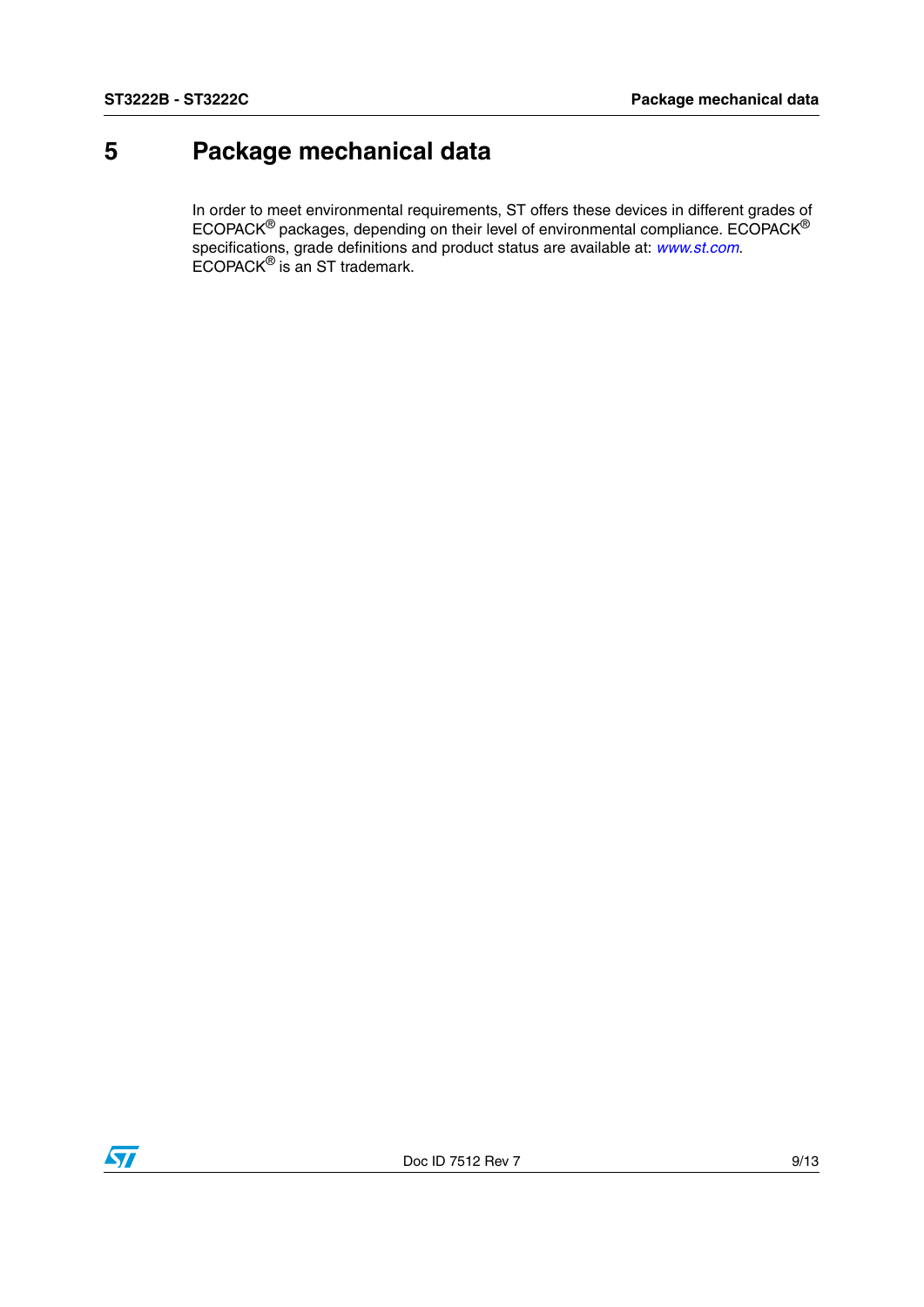# 5 Package mechanical data

In order to meet environmental requirements, ST offers these devices in different grades of ECOPACK® packages, depending on their level of environmental compliance. ECOPACK® specifications, grade definitions and product status are available at: *www.st.com*. ECOPACK® is an ST trademark.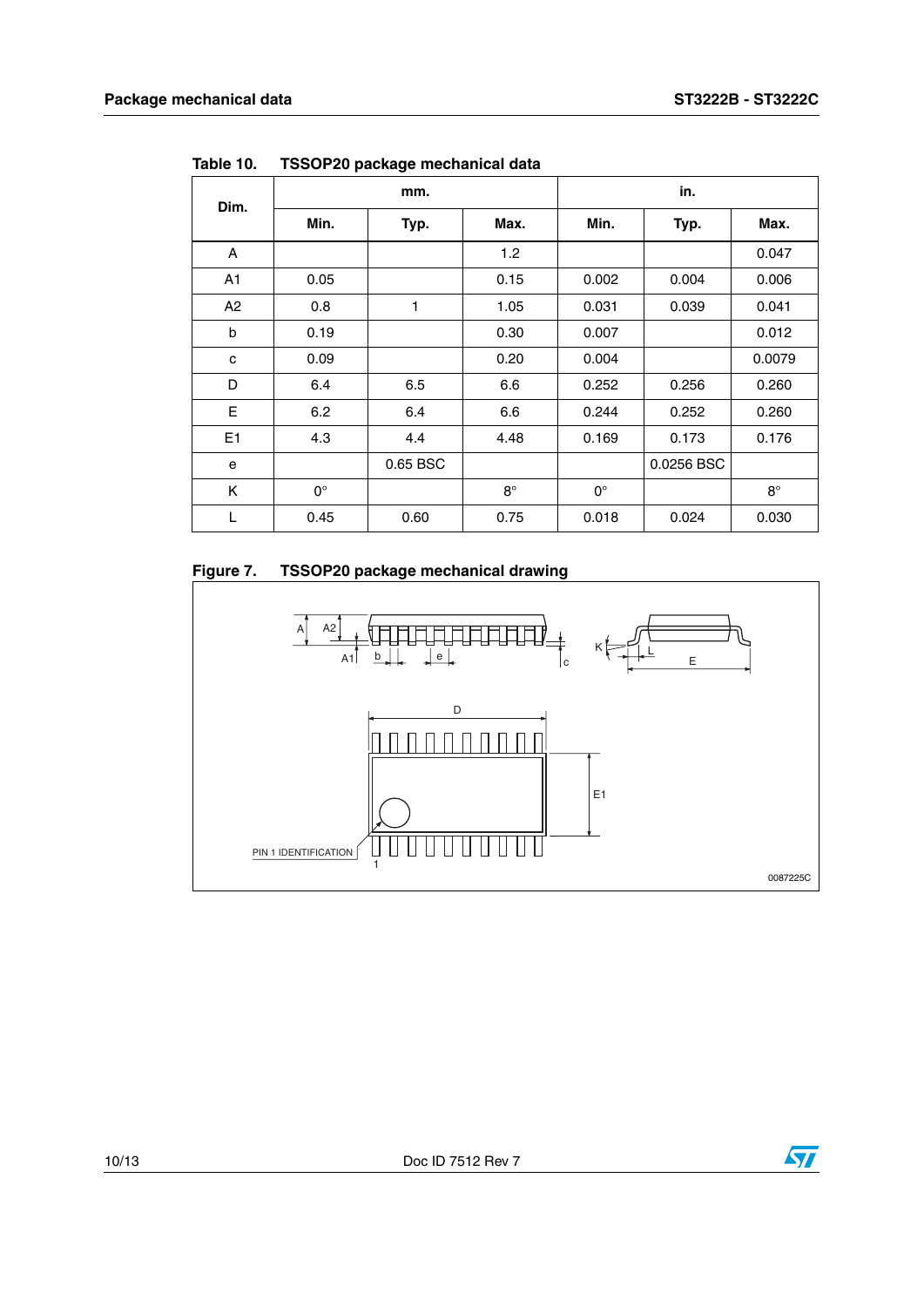Table 10. TSSOP20 package mechanical data

| Dim. | mm. | | | in. | | |
|---|---|---|---|---|---|---|
| | Min. | Typ. | Max. | Min. | Typ. | Max. |
| A | | | 1.2 | | | 0.047 |
| A1 | 0.05 | | 0.15 | 0.002 | 0.004 | 0.006 |
| A2 | 0.8 | 1 | 1.05 | 0.031 | 0.039 | 0.041 |
| b | 0.19 | | 0.30 | 0.007 | | 0.012 |
| c | 0.09 | | 0.20 | 0.004 | | 0.0079 |
| D | 6.4 | 6.5 | 6.6 | 0.252 | 0.256 | 0.260 |
| E | 6.2 | 6.4 | 6.6 | 0.244 | 0.252 | 0.260 |
| E1 | 4.3 | 4.4 | 4.48 | 0.169 | 0.173 | 0.176 |
| e | | 0.65 BSC | | | 0.0256 BSC | |
| K | 0° | | 8° | 0° | | 8° |
| L | 0.45 | 0.60 | 0.75 | 0.018 | 0.024 | 0.030 |

Figure 7. TSSOP20 package mechanical drawing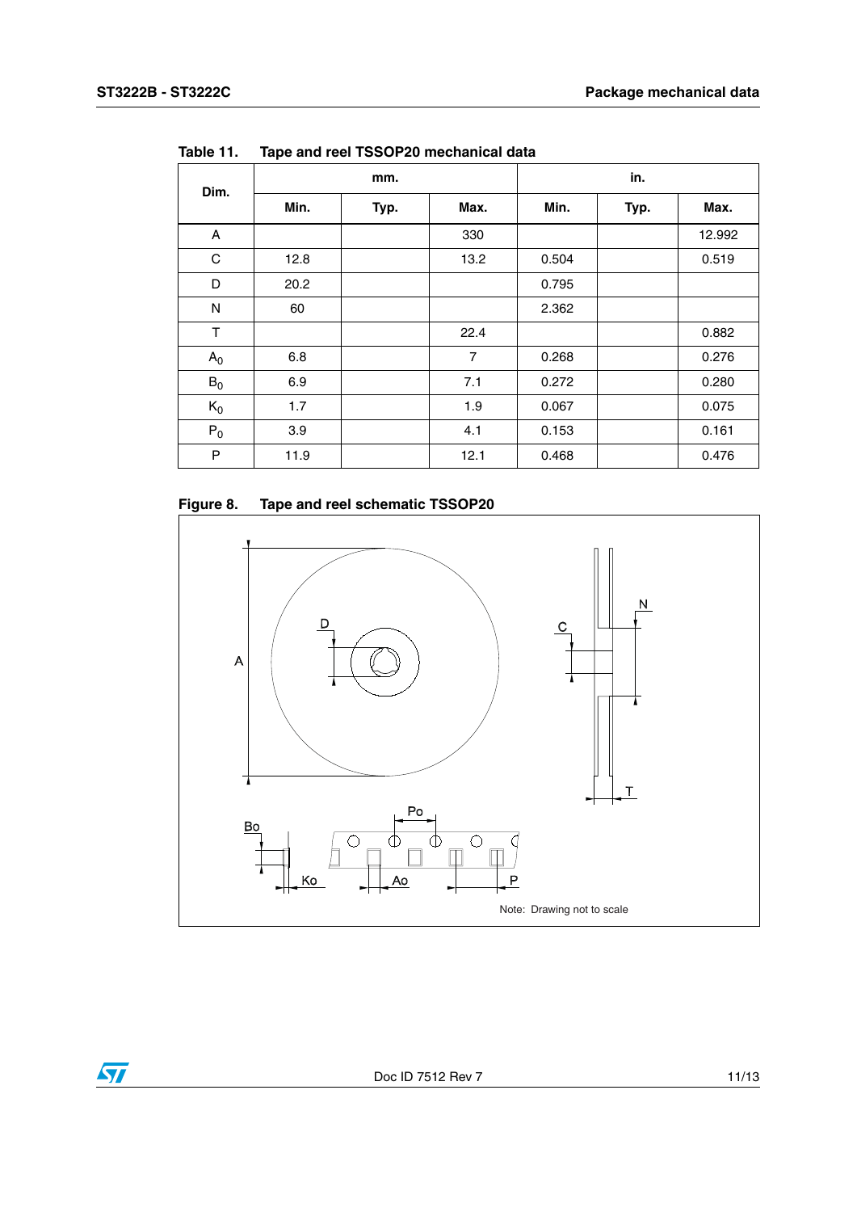Table 11. Tape and reel TSSOP20 mechanical data

| Dim. | mm. | | | in. | | |
|---|---|---|---|---|---|---|
| | Min. | Typ. | Max. | Min. | Typ. | Max. |
| A | | | 330 | | | 12.992 |
| C | 12.8 | | 13.2 | 0.504 | | 0.519 |
| D | 20.2 | | | 0.795 | | |
| N | 60 | | | 2.362 | | |
| T | | | 22.4 | | | 0.882 |
| $A_0$ | 6.8 | | 7 | 0.268 | | 0.276 |
| $B_0$ | 6.9 | | 7.1 | 0.272 | | 0.280 |
| $K_0$ | 1.7 | | 1.9 | 0.067 | | 0.075 |
| $P_0$ | 3.9 | | 4.1 | 0.153 | | 0.161 |
| P | 11.9 | | 12.1 | 0.468 | | 0.476 |

Figure 8. Tape and reel schematic TSSOP20

Note: Drawing not to scale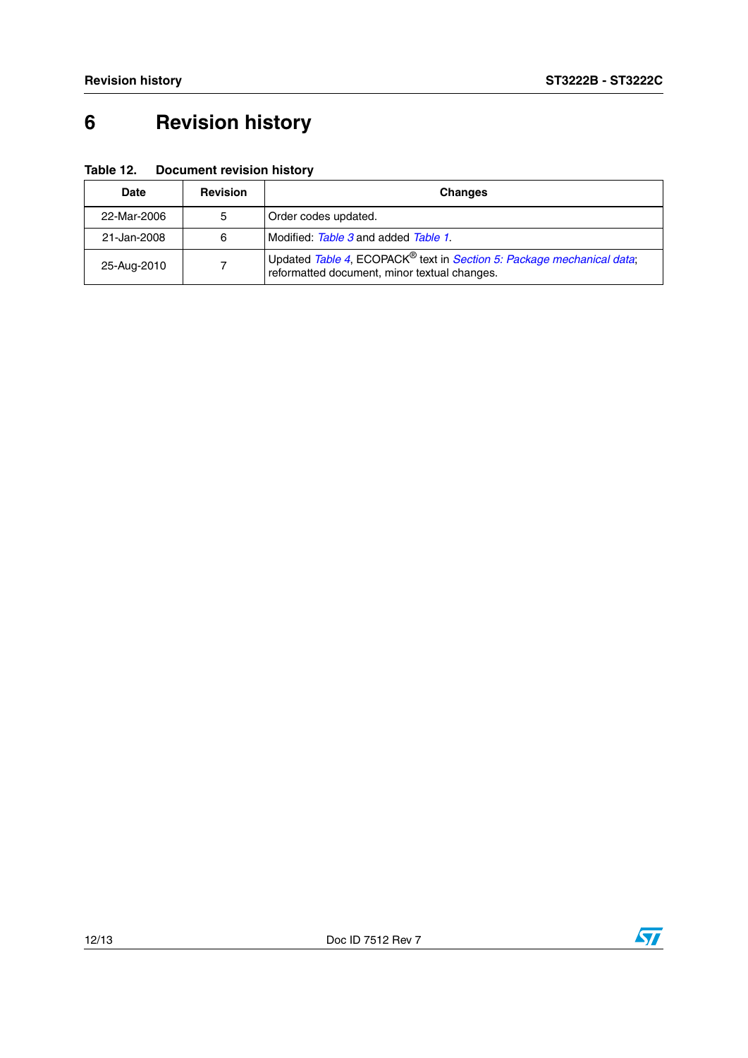# 6 Revision history

**Table 12. Document revision history**

| Date | Revision | Changes |
| --- | --- | --- |
| 22-Mar-2006 | 5 | Order codes updated. |
| 21-Jan-2008 | 6 | Modified: *Table 3* and added *Table 1*. |
| 25-Aug-2010 | 7 | Updated *Table 4*, ECOPACK® text in *Section 5: Package mechanical data*; reformatted document, minor textual changes. |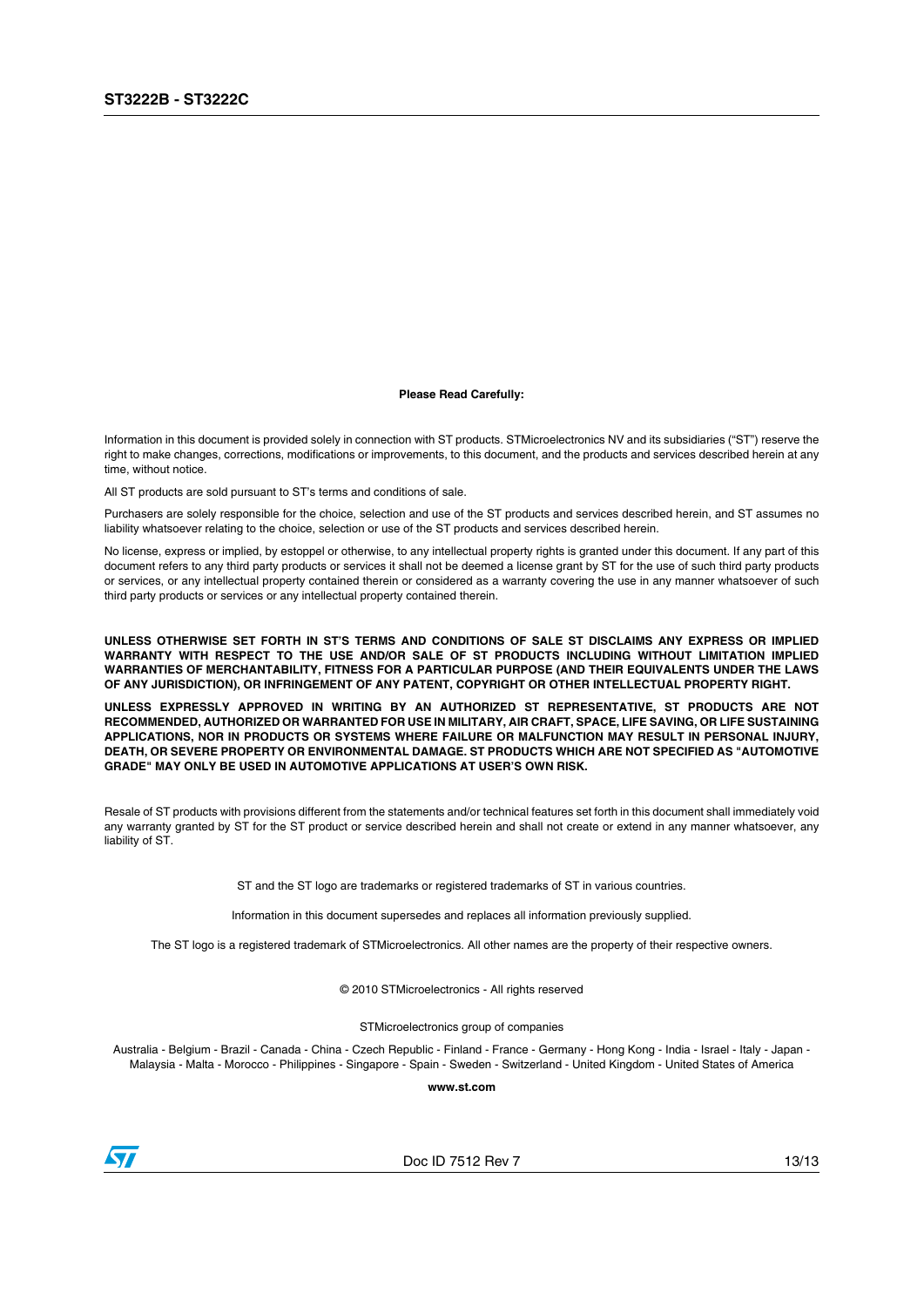**Please Read Carefully:**

Information in this document is provided solely in connection with ST products. STMicroelectronics NV and its subsidiaries ("ST") reserve the right to make changes, corrections, modifications or improvements, to this document, and the products and services described herein at any time, without notice.

All ST products are sold pursuant to ST's terms and conditions of sale.

Purchasers are solely responsible for the choice, selection and use of the ST products and services described herein, and ST assumes no liability whatsoever relating to the choice, selection or use of the ST products and services described herein.

No license, express or implied, by estoppel or otherwise, to any intellectual property rights is granted under this document. If any part of this document refers to any third party products or services it shall not be deemed a license grant by ST for the use of such third party products or services, or any intellectual property contained therein or considered as a warranty covering the use in any manner whatsoever of such third party products or services or any intellectual property contained therein.

**UNLESS OTHERWISE SET FORTH IN ST'S TERMS AND CONDITIONS OF SALE ST DISCLAIMS ANY EXPRESS OR IMPLIED WARRANTY WITH RESPECT TO THE USE AND/OR SALE OF ST PRODUCTS INCLUDING WITHOUT LIMITATION IMPLIED WARRANTIES OF MERCHANTABILITY, FITNESS FOR A PARTICULAR PURPOSE (AND THEIR EQUIVALENTS UNDER THE LAWS OF ANY JURISDICTION), OR INFRINGEMENT OF ANY PATENT, COPYRIGHT OR OTHER INTELLECTUAL PROPERTY RIGHT.**

**UNLESS EXPRESSLY APPROVED IN WRITING BY AN AUTHORIZED ST REPRESENTATIVE, ST PRODUCTS ARE NOT RECOMMENDED, AUTHORIZED OR WARRANTED FOR USE IN MILITARY, AIR CRAFT, SPACE, LIFE SAVING, OR LIFE SUSTAINING APPLICATIONS, NOR IN PRODUCTS OR SYSTEMS WHERE FAILURE OR MALFUNCTION MAY RESULT IN PERSONAL INJURY, DEATH, OR SEVERE PROPERTY OR ENVIRONMENTAL DAMAGE. ST PRODUCTS WHICH ARE NOT SPECIFIED AS "AUTOMOTIVE GRADE" MAY ONLY BE USED IN AUTOMOTIVE APPLICATIONS AT USER'S OWN RISK.**

Resale of ST products with provisions different from the statements and/or technical features set forth in this document shall immediately void any warranty granted by ST for the ST product or service described herein and shall not create or extend in any manner whatsoever, any liability of ST.

ST and the ST logo are trademarks or registered trademarks of ST in various countries.

Information in this document supersedes and replaces all information previously supplied.

The ST logo is a registered trademark of STMicroelectronics. All other names are the property of their respective owners.

© 2010 STMicroelectronics - All rights reserved

STMicroelectronics group of companies

Australia - Belgium - Brazil - Canada - China - Czech Republic - Finland - France - Germany - Hong Kong - India - Israel - Italy - Japan - Malaysia - Malta - Morocco - Philippines - Singapore - Spain - Sweden - Switzerland - United Kingdom - United States of America

**www.st.com**